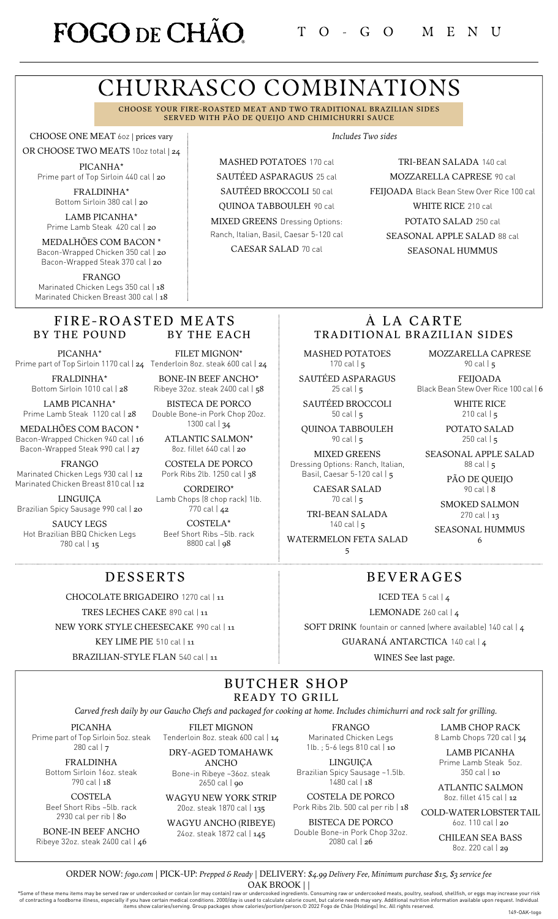# FOGO DE CHÃO

TO-GO MENU

## CHURRASCO COMBINATIONS

CHOOSE YOUR FIRE-ROASTED MEAT AND TWO TRADITIONAL BRAZILIAN SIDES SERVED WITH PÃO DE QUEIJO AND CHIMICHURRI SAUCE

CHOOSE ONE MEAT 6oz | prices vary

OR CHOOSE TWO MEATS 10oz total | 24

PICANHA*
Prime part of Top Sirloin 440 cal | 20

FRALDINHA*
Bottom Sirloin 380 cal | 20

LAMB PICANHA*
Prime Lamb Steak 420 cal | 20

MEDALHÕES COM BACON *
Bacon-Wrapped Chicken 350 cal | 20
Bacon-Wrapped Steak 370 cal | 20

FRANGO
Marinated Chicken Legs 350 cal | 18
Marinated Chicken Breast 300 cal | 18

*Includes Two sides*

- MASHED POTATOES 170 cal
- SAUTÉED ASPARAGUS 25 cal
- SAUTÉED BROCCOLI 50 cal
- QUINOA TABBOULEH 90 cal
- MIXED GREENS Dressing Options: Ranch, Italian, Basil, Caesar 5-120 cal
- CAESAR SALAD 70 cal
- TRI-BEAN SALADA 140 cal
- MOZZARELLA CAPRESE 90 cal
- FEIJOADA Black Bean Stew Over Rice 100 cal
- WHITE RICE 210 cal
- POTATO SALAD 250 cal
- SEASONAL APPLE SALAD 88 cal
- SEASONAL HUMMUS

## FIRE-ROASTED MEATS

### BY THE POUND

PICANHA*
Prime part of Top Sirloin 1170 cal | 24

FRALDINHA*
Bottom Sirloin 1010 cal | 28

LAMB PICANHA*
Prime Lamb Steak 1120 cal | 28

MEDALHÕES COM BACON *
Bacon-Wrapped Chicken 940 cal | 16
Bacon-Wrapped Steak 990 cal | 27

FRANGO
Marinated Chicken Legs 930 cal | 12
Marinated Chicken Breast 810 cal | 12

LINGUIÇA
Brazilian Spicy Sausage 990 cal | 20

SAUCY LEGS
Hot Brazilian BBQ Chicken Legs 780 cal | 15

### BY THE EACH

FILET MIGNON*
Tenderloin 8oz. steak 600 cal | 24

BONE-IN BEEF ANCHO*
Ribeye 32oz. steak 2400 cal | 58

BISTECA DE PORCO
Double Bone-in Pork Chop 20oz. 1300 cal | 34

ATLANTIC SALMON*
8oz. fillet 640 cal | 20

COSTELA DE PORCO
Pork Ribs 2lb. 1250 cal | 38

CORDEIRO*
Lamb Chops (8 chop rack) 1lb. 770 cal | 42

COSTELA*
Beef Short Ribs ~5lb. rack 8800 cal | 98

## À LA CARTE TRADITIONAL BRAZILIAN SIDES

MASHED POTATOES
170 cal | 5

SAUTÉED ASPARAGUS
25 cal | 5

SAUTÉED BROCCOLI
50 cal | 5

QUINOA TABBOULEH
90 cal | 5

MIXED GREENS
Dressing Options: Ranch, Italian, Basil, Caesar 5-120 cal | 5

CAESAR SALAD
70 cal | 5

TRI-BEAN SALADA
140 cal | 5

WATERMELON FETA SALAD
5

MOZZARELLA CAPRESE
90 cal | 5

FEIJOADA
Black Bean Stew Over Rice 100 cal | 6

WHITE RICE
210 cal | 5

POTATO SALAD
250 cal | 5

SEASONAL APPLE SALAD
88 cal | 5

PÃO DE QUEIJO
90 cal | 8

SMOKED SALMON
270 cal | 13

SEASONAL HUMMUS
6

## DESSERTS

- CHOCOLATE BRIGADEIRO 1270 cal | 11
- TRES LECHES CAKE 890 cal | 11
- NEW YORK STYLE CHEESECAKE 990 cal | 11
- KEY LIME PIE 510 cal | 11
- BRAZILIAN-STYLE FLAN 540 cal | 11

## BEVERAGES

- ICED TEA 5 cal | 4
- LEMONADE 260 cal | 4
- SOFT DRINK fountain or canned (where available) 140 cal | 4
- GUARANÁ ANTARCTICA 140 cal | 4
- WINES See last page.

## BUTCHER SHOP READY TO GRILL

*Carved fresh daily by our Gaucho Chefs and packaged for cooking at home. Includes chimichurri and rock salt for grilling.*

PICANHA
Prime part of Top Sirloin 5oz. steak 280 cal | 7

FRALDINHA
Bottom Sirloin 16oz. steak 790 cal | 18

COSTELA
Beef Short Ribs ~5lb. rack 2930 cal per rib | 80

BONE-IN BEEF ANCHO
Ribeye 32oz. steak 2400 cal | 46

FILET MIGNON
Tenderloin 8oz. steak 600 cal | 14

DRY-AGED TOMAHAWK ANCHO
Bone-in Ribeye ~36oz. steak 2650 cal | 90

WAGYU NEW YORK STRIP
20oz. steak 1870 cal | 135

WAGYU ANCHO (RIBEYE)
24oz. steak 1872 cal | 145

FRANGO
Marinated Chicken Legs 1lb. ; 5-6 legs 810 cal | 10

LINGUIÇA
Brazilian Spicy Sausage ~1.5lb. 1480 cal | 18

COSTELA DE PORCO
Pork Ribs 2lb. 500 cal per rib | 18

BISTECA DE PORCO
Double Bone-in Pork Chop 32oz. 2080 cal | 26

LAMB CHOP RACK
8 Lamb Chops 720 cal | 34

LAMB PICANHA
Prime Lamb Steak 5oz. 350 cal | 10

ATLANTIC SALMON
8oz. fillet 415 cal | 12

COLD-WATER LOBSTER TAIL
6oz. 110 cal | 20

CHILEAN SEA BASS
8oz. 220 cal | 29

ORDER NOW: *fogo.com* | PICK-UP: *Prepped & Ready* | DELIVERY: *$4.99 Delivery Fee, Minimum purchase $15, $3 service fee*

OAK BROOK | |

*Some of these menu items may be served raw or undercooked or contain (or may contain) raw or undercooked ingredients. Consuming raw or undercooked meats, poultry, seafood, shellfish, or eggs may increase your risk of contracting a foodborne illness, especially if you have certain medical conditions. 2000/day is used to calculate calorie count, but calorie needs may vary. Additional nutrition information available upon request. Individual items show calories/serving. Group packages show calories/portion/person.© 2022 Fogo de Chão (Holdings) Inc. All rights reserved.

149-OAK-togo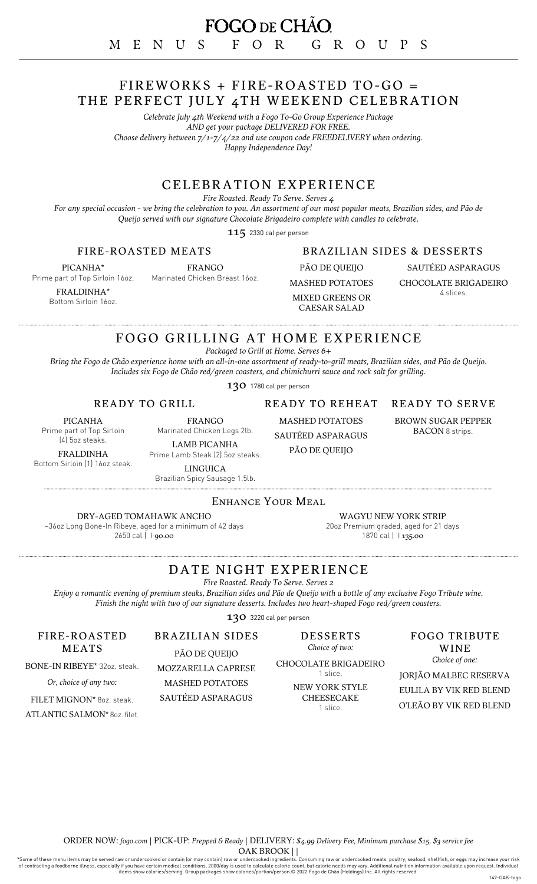# FOGO DE CHÃO

MENUS FOR GROUPS

## FIREWORKS + FIRE-ROASTED TO-GO = THE PERFECT JULY 4TH WEEKEND CELEBRATION

*Celebrate July 4th Weekend with a Fogo To-Go Group Experience Package AND get your package DELIVERED FOR FREE. Choose delivery between 7/1-7/4/22 and use coupon code FREEDELIVERY when ordering. Happy Independence Day!*

## CELEBRATION EXPERIENCE

*Fire Roasted. Ready To Serve. Serves 4*

*For any special occasion - we bring the celebration to you. An assortment of our most popular meats, Brazilian sides, and Pão de Queijo served with our signature Chocolate Brigadeiro complete with candles to celebrate.*

**115** 2330 cal per person

### FIRE-ROASTED MEATS

PICANHA*
Prime part of Top Sirloin 16oz.

FRALDINHA*
Bottom Sirloin 16oz.

FRANGO
Marinated Chicken Breast 16oz.

### BRAZILIAN SIDES & DESSERTS

PÃO DE QUEIJO

MASHED POTATOES

MIXED GREENS OR CAESAR SALAD

SAUTÉED ASPARAGUS

CHOCOLATE BRIGADEIRO
4 slices.

## FOGO GRILLING AT HOME EXPERIENCE

*Packaged to Grill at Home. Serves 6+*

*Bring the Fogo de Chão experience home with an all-in-one assortment of ready-to-grill meats, Brazilian sides, and Pão de Queijo. Includes six Fogo de Chão red/green coasters, and chimichurri sauce and rock salt for grilling.*

**130** 1780 cal per person

### READY TO GRILL

PICANHA
Prime part of Top Sirloin (4) 5oz steaks.

FRALDINHA
Bottom Sirloin (1) 16oz steak.

FRANGO
Marinated Chicken Legs 2lb.

LAMB PICANHA
Prime Lamb Steak (2) 5oz steaks.

LINGUICA
Brazilian Spicy Sausage 1.5lb.

### READY TO REHEAT

MASHED POTATOES

SAUTÉED ASPARAGUS

PÃO DE QUEIJO

### READY TO SERVE

BROWN SUGAR PEPPER BACON 8 strips.

### Enhance Your Meal

DRY-AGED TOMAHAWK ANCHO
~36oz Long Bone-In Ribeye, aged for a minimum of 42 days
2650 cal | | 90.00

WAGYU NEW YORK STRIP
20oz Premium graded, aged for 21 days
1870 cal | | 135.00

## DATE NIGHT EXPERIENCE

*Fire Roasted. Ready To Serve. Serves 2*

*Enjoy a romantic evening of premium steaks, Brazilian sides and Pão de Queijo with a bottle of any exclusive Fogo Tribute wine. Finish the night with two of our signature desserts. Includes two heart-shaped Fogo red/green coasters.*

**130** 3220 cal per person

### FIRE-ROASTED MEATS

BONE-IN RIBEYE* 32oz. steak.

*Or, choice of any two:*

FILET MIGNON* 8oz. steak.

ATLANTIC SALMON* 8oz. filet.

### BRAZILIAN SIDES

PÃO DE QUEIJO

MOZZARELLA CAPRESE

MASHED POTATOES

SAUTÉED ASPARAGUS

### DESSERTS

*Choice of two:*

CHOCOLATE BRIGADEIRO
1 slice.

NEW YORK STYLE CHEESECAKE
1 slice.

### FOGO TRIBUTE WINE

*Choice of one:*

JORJÃO MALBEC RESERVA

EULILA BY VIK RED BLEND

O'LEÃO BY VIK RED BLEND

ORDER NOW: *fogo.com* | PICK-UP: *Prepped & Ready* | DELIVERY: *$4.99 Delivery Fee, Minimum purchase $15, $3 service fee*

OAK BROOK | |

*Some of these menu items may be served raw or undercooked or contain (or may contain) raw or undercooked ingredients. Consuming raw or undercooked meats, poultry, seafood, shellfish, or eggs may increase your risk of contracting a foodborne illness, especially if you have certain medical conditions. 2000/day is used to calculate calorie count, but calorie needs may vary. Additional nutrition information available upon request. Individual items show calories/serving. Group packages show calories/portion/person.© 2022 Fogo de Chão (Holdings) Inc. All rights reserved.

149-OAK-togo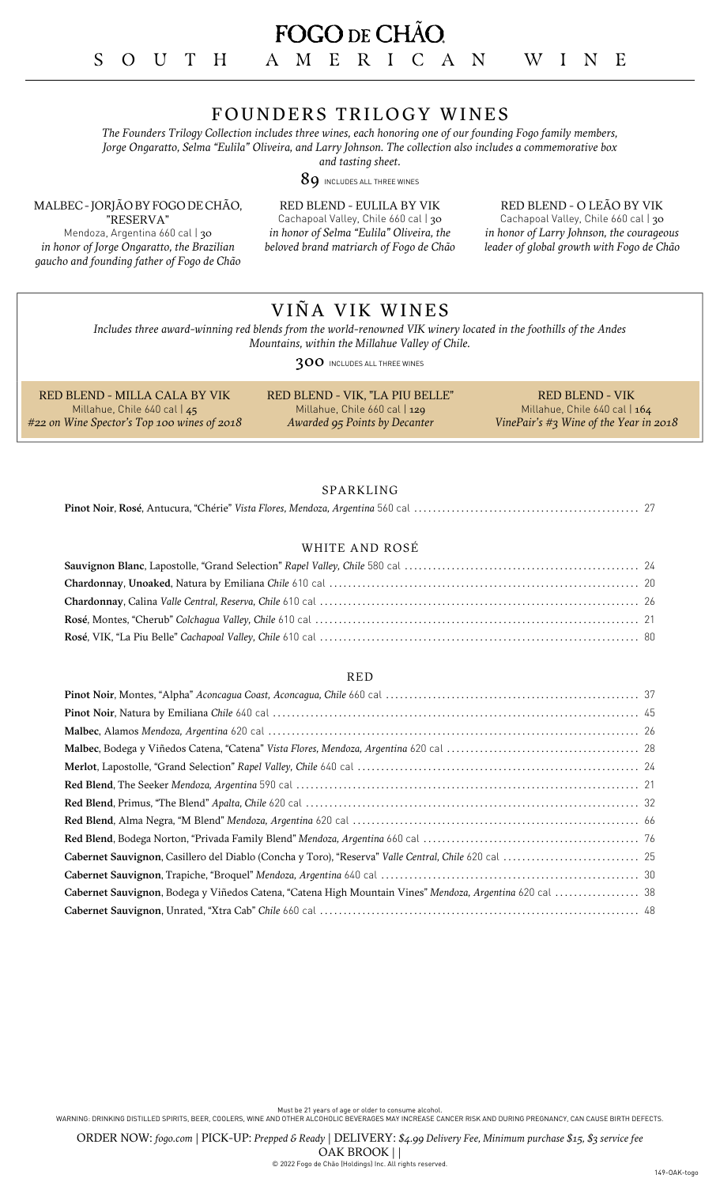# FOGO DE CHÃO

## SOUTH AMERICAN WINE

## FOUNDERS TRILOGY WINES

*The Founders Trilogy Collection includes three wines, each honoring one of our founding Fogo family members, Jorge Ongaratto, Selma "Eulila" Oliveira, and Larry Johnson. The collection also includes a commemorative box and tasting sheet.*

**89** INCLUDES ALL THREE WINES

MALBEC - JORJÃO BY FOGO DE CHÃO, "RESERVA"
Mendoza, Argentina 660 cal | 30
*in honor of Jorge Ongaratto, the Brazilian gaucho and founding father of Fogo de Chão*

RED BLEND - EULILA BY VIK
Cachapoal Valley, Chile 660 cal | 30
*in honor of Selma "Eulila" Oliveira, the beloved brand matriarch of Fogo de Chão*

RED BLEND - O LEÃO BY VIK
Cachapoal Valley, Chile 660 cal | 30
*in honor of Larry Johnson, the courageous leader of global growth with Fogo de Chão*

## VIÑA VIK WINES

*Includes three award-winning red blends from the world-renowned VIK winery located in the foothills of the Andes Mountains, within the Millahue Valley of Chile.*

**300** INCLUDES ALL THREE WINES

RED BLEND - MILLA CALA BY VIK
Millahue, Chile 640 cal | 45
*#22 on Wine Spector's Top 100 wines of 2018*

RED BLEND - VIK, "LA PIU BELLE"
Millahue, Chile 660 cal | 129
*Awarded 95 Points by Decanter*

RED BLEND - VIK
Millahue, Chile 640 cal | 164
*VinePair's #3 Wine of the Year in 2018*

### SPARKLING

**Pinot Noir**, **Rosé**, Antucura, "Chérie" *Vista Flores, Mendoza, Argentina* 560 cal ... 27

### WHITE AND ROSÉ

**Sauvignon Blanc**, Lapostolle, "Grand Selection" *Rapel Valley, Chile* 580 cal ... 24

**Chardonnay**, **Unoaked**, Natura by Emiliana *Chile* 610 cal ... 20

**Chardonnay**, Calina *Valle Central, Reserva, Chile* 610 cal ... 26

**Rosé**, Montes, "Cherub" *Colchagua Valley, Chile* 610 cal ... 21

**Rosé**, VIK, "La Piu Belle" *Cachapoal Valley, Chile* 610 cal ... 80

### RED

**Pinot Noir**, Montes, "Alpha" *Aconcagua Coast, Aconcagua, Chile* 660 cal ... 37

**Pinot Noir**, Natura by Emiliana *Chile* 640 cal ... 45

**Malbec**, Alamos *Mendoza, Argentina* 620 cal ... 26

**Malbec**, Bodega y Viñedos Catena, "Catena" *Vista Flores, Mendoza, Argentina* 620 cal ... 28

**Merlot**, Lapostolle, "Grand Selection" *Rapel Valley, Chile* 640 cal ... 24

**Red Blend**, The Seeker *Mendoza, Argentina* 590 cal ... 21

**Red Blend**, Primus, "The Blend" *Apalta, Chile* 620 cal ... 32

**Red Blend**, Alma Negra, "M Blend" *Mendoza, Argentina* 620 cal ... 66

**Red Blend**, Bodega Norton, "Privada Family Blend" *Mendoza, Argentina* 660 cal ... 76

**Cabernet Sauvignon**, Casillero del Diablo (Concha y Toro), "Reserva" *Valle Central, Chile* 620 cal ... 25

**Cabernet Sauvignon**, Trapiche, "Broquel" *Mendoza, Argentina* 640 cal ... 30

**Cabernet Sauvignon**, Bodega y Viñedos Catena, "Catena High Mountain Vines" *Mendoza, Argentina* 620 cal ... 38

**Cabernet Sauvignon**, Unrated, "Xtra Cab" *Chile* 660 cal ... 48

Must be 21 years of age or older to consume alcohol.
WARNING: DRINKING DISTILLED SPIRITS, BEER, COOLERS, WINE AND OTHER ALCOHOLIC BEVERAGES MAY INCREASE CANCER RISK AND DURING PREGNANCY, CAN CAUSE BIRTH DEFECTS.

ORDER NOW: *fogo.com* | PICK-UP: *Prepped & Ready* | DELIVERY: *$4.99 Delivery Fee, Minimum purchase $15, $3 service fee*

OAK BROOK | |

© 2022 Fogo de Chão (Holdings) Inc. All rights reserved.

149-OAK-togo